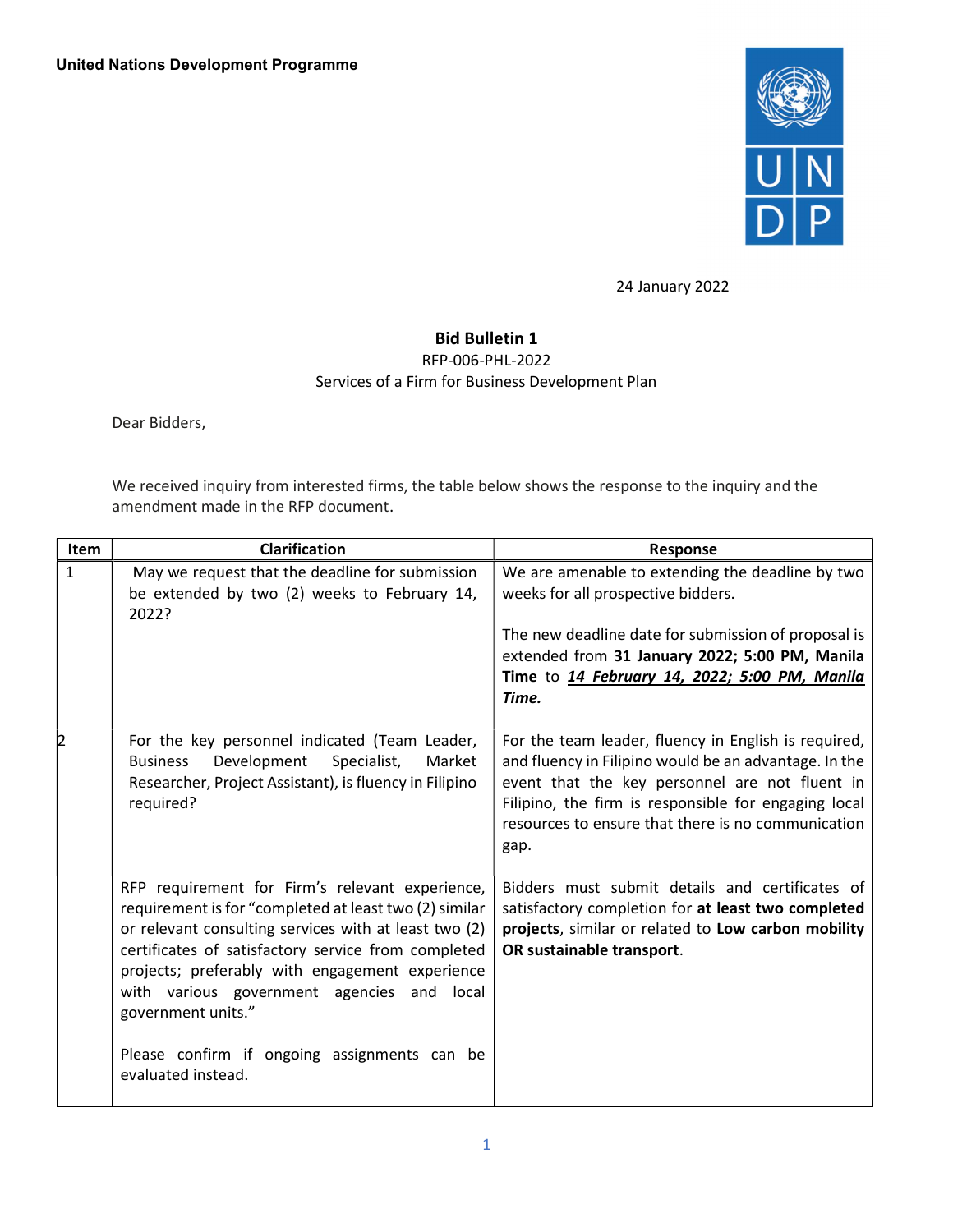**United Nations Development Programme**

24 January 2022

**Bid Bulletin 1**

RFP-006-PHL-2022

Services of a Firm for Business Development Plan

Dear Bidders,

We received inquiry from interested firms, the table below shows the response to the inquiry and the amendment made in the RFP document.

| Item | Clarification | Response |
|---|---|---|
| 1 | May we request that the deadline for submission be extended by two (2) weeks to February 14, 2022? | We are amenable to extending the deadline by two weeks for all prospective bidders.<br><br>The new deadline date for submission of proposal is extended from **31 January 2022; 5:00 PM, Manila Time** to ***<u>14 February 14, 2022; 5:00 PM, Manila Time.</u>*** |
| 2 | For the key personnel indicated (Team Leader, Business Development Specialist, Market Researcher, Project Assistant), is fluency in Filipino required? | For the team leader, fluency in English is required, and fluency in Filipino would be an advantage. In the event that the key personnel are not fluent in Filipino, the firm is responsible for engaging local resources to ensure that there is no communication gap. |
| | RFP requirement for Firm's relevant experience, requirement is for "completed at least two (2) similar or relevant consulting services with at least two (2) certificates of satisfactory service from completed projects; preferably with engagement experience with various government agencies and local government units."<br><br>Please confirm if ongoing assignments can be evaluated instead. | Bidders must submit details and certificates of satisfactory completion for **at least two completed projects**, similar or related to **Low carbon mobility OR sustainable transport**. |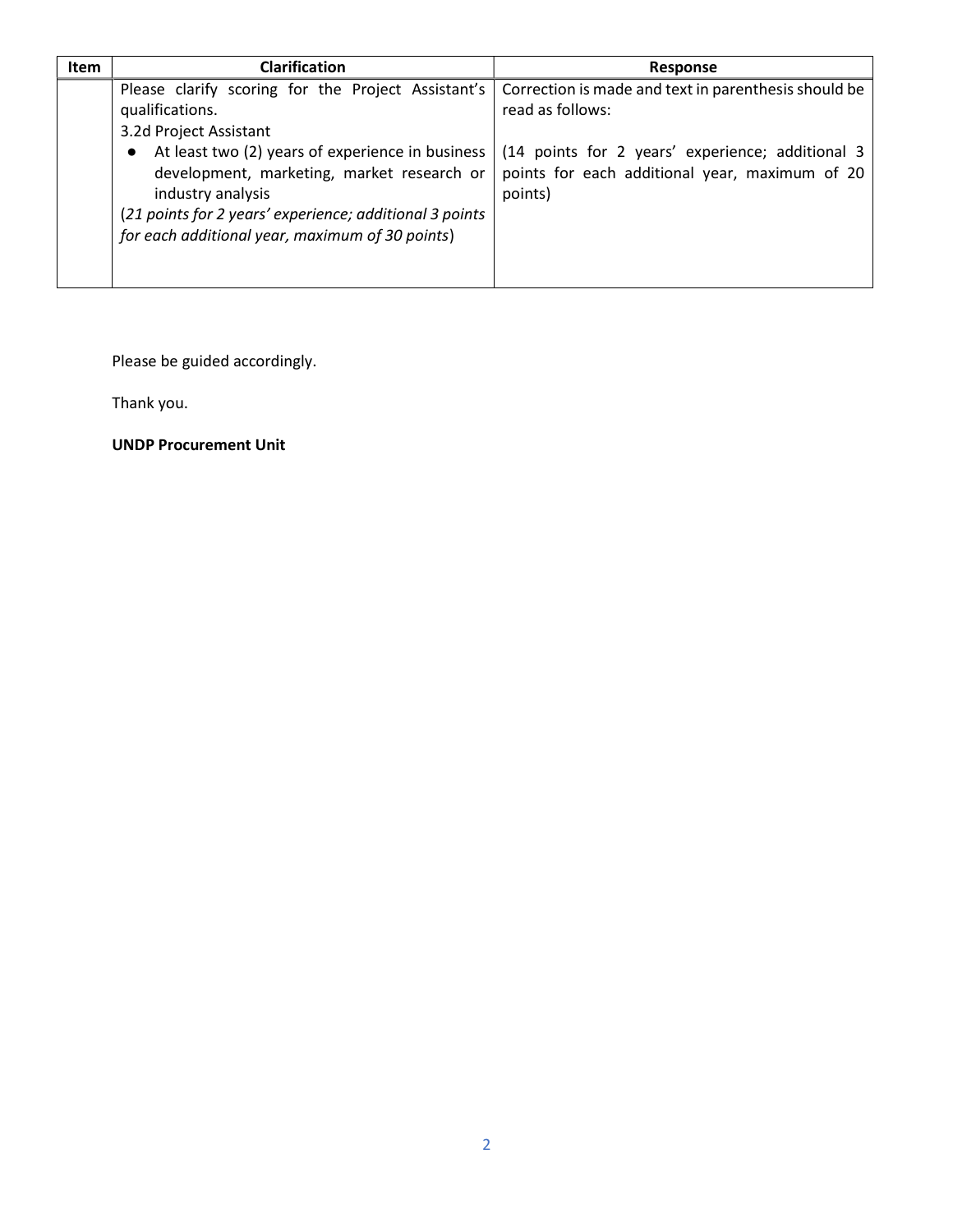| Item | Clarification | Response |
| --- | --- | --- |
| | Please clarify scoring for the Project Assistant's qualifications.<br>3.2d Project Assistant<br>● At least two (2) years of experience in business development, marketing, market research or industry analysis<br>(*21 points for 2 years' experience; additional 3 points for each additional year, maximum of 30 points*) | Correction is made and text in parenthesis should be read as follows:<br><br>(14 points for 2 years' experience; additional 3 points for each additional year, maximum of 20 points) |

Please be guided accordingly.

Thank you.

**UNDP Procurement Unit**